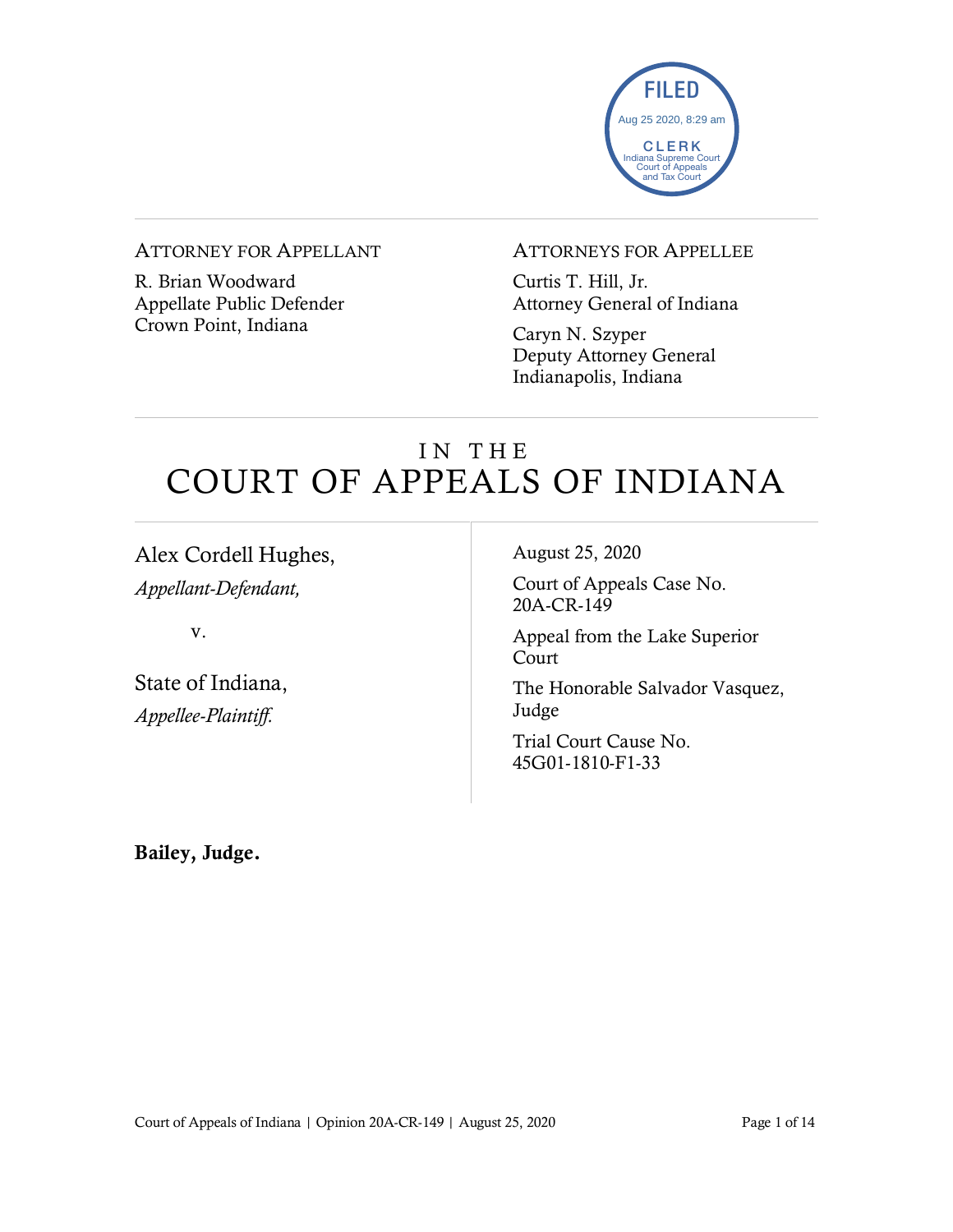FILED
Aug 25 2020, 8:29 am
CLERK
Indiana Supreme Court
Court of Appeals
and Tax Court

ATTORNEY FOR APPELLANT

R. Brian Woodward
Appellate Public Defender
Crown Point, Indiana

ATTORNEYS FOR APPELLEE

Curtis T. Hill, Jr.
Attorney General of Indiana

Caryn N. Szyper
Deputy Attorney General
Indianapolis, Indiana

# IN THE COURT OF APPEALS OF INDIANA

Alex Cordell Hughes,
*Appellant-Defendant,*

v.

State of Indiana,
*Appellee-Plaintiff.*

August 25, 2020

Court of Appeals Case No. 20A-CR-149

Appeal from the Lake Superior Court

The Honorable Salvador Vasquez, Judge

Trial Court Cause No. 45G01-1810-F1-33

**Bailey, Judge.**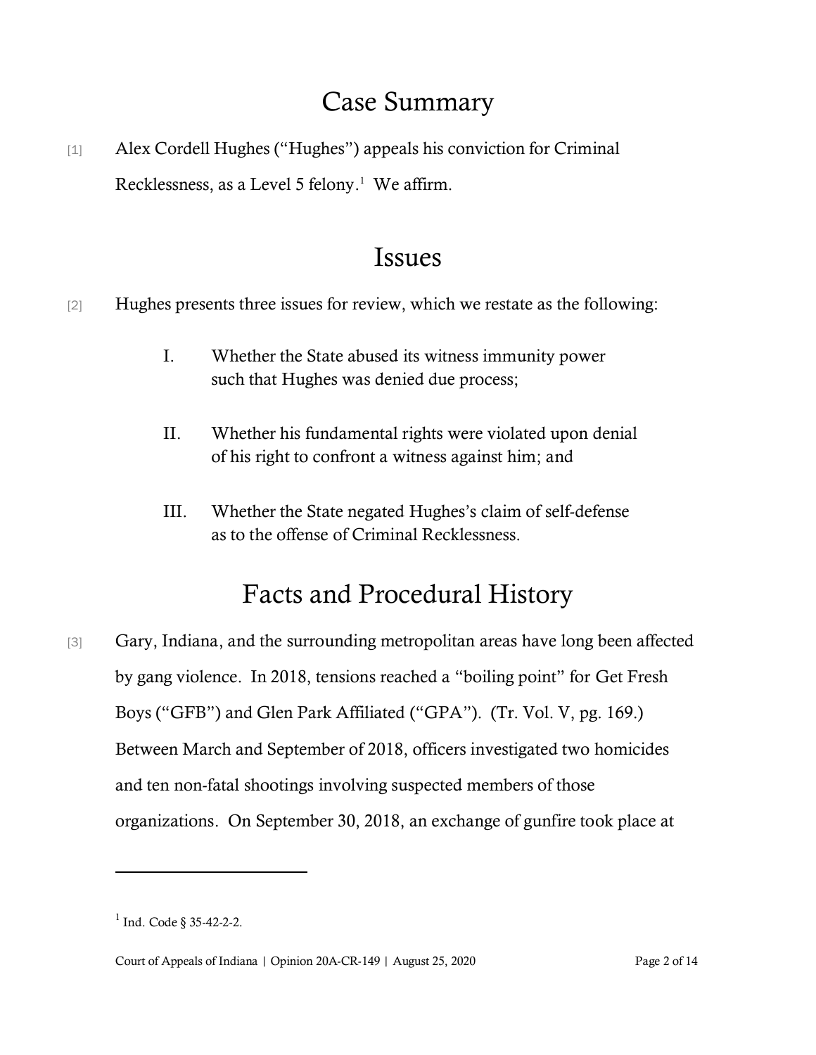# Case Summary

[1] Alex Cordell Hughes ("Hughes") appeals his conviction for Criminal Recklessness, as a Level 5 felony.[1] We affirm.

# Issues

[2] Hughes presents three issues for review, which we restate as the following:

> I. Whether the State abused its witness immunity power such that Hughes was denied due process;
>
> II. Whether his fundamental rights were violated upon denial of his right to confront a witness against him; and
>
> III. Whether the State negated Hughes's claim of self-defense as to the offense of Criminal Recklessness.

# Facts and Procedural History

[3] Gary, Indiana, and the surrounding metropolitan areas have long been affected by gang violence. In 2018, tensions reached a "boiling point" for Get Fresh Boys ("GFB") and Glen Park Affiliated ("GPA"). (Tr. Vol. V, pg. 169.) Between March and September of 2018, officers investigated two homicides and ten non-fatal shootings involving suspected members of those organizations. On September 30, 2018, an exchange of gunfire took place at

---

[1] Ind. Code § 35-42-2-2.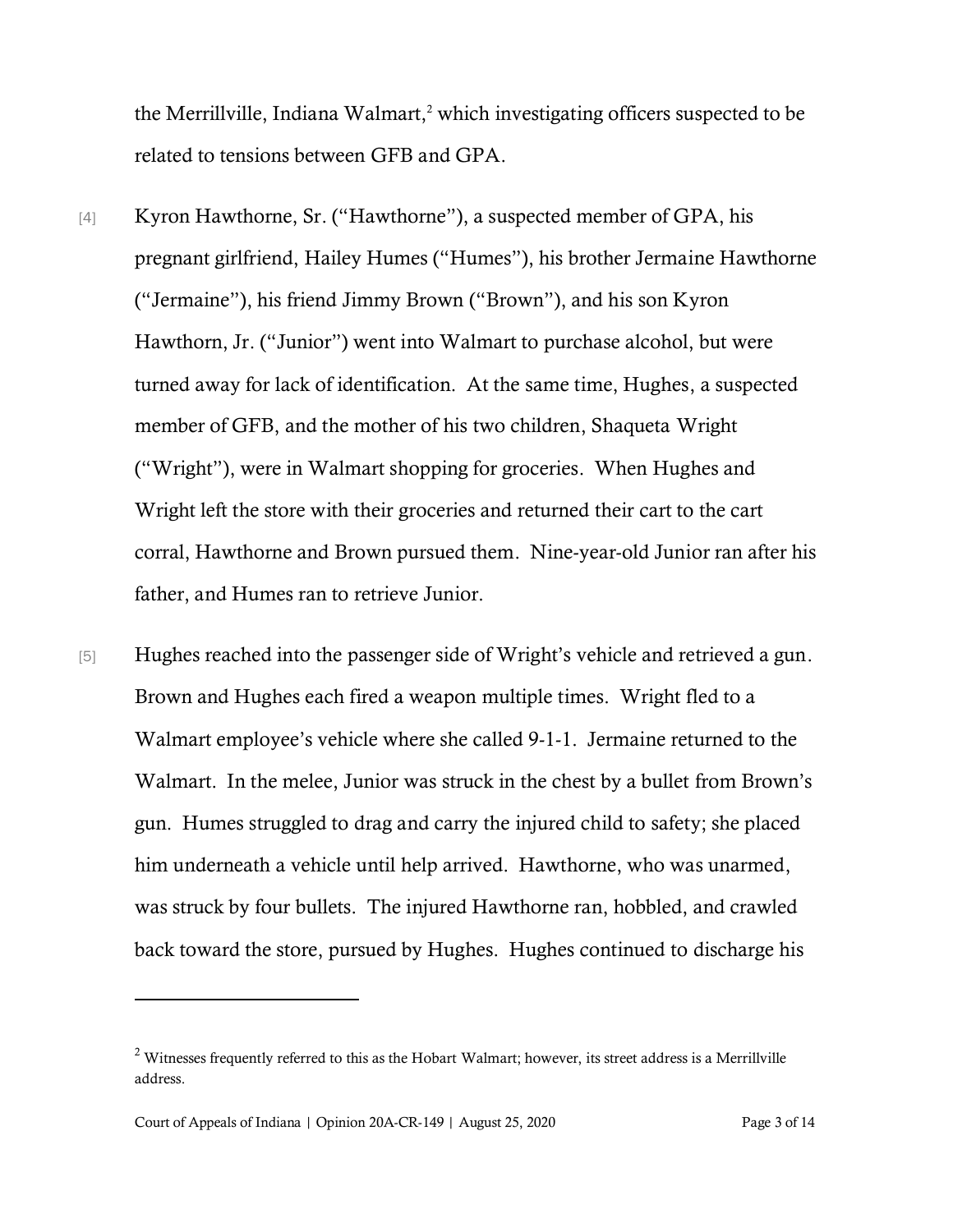the Merrillville, Indiana Walmart,[2] which investigating officers suspected to be related to tensions between GFB and GPA.

[4] Kyron Hawthorne, Sr. ("Hawthorne"), a suspected member of GPA, his pregnant girlfriend, Hailey Humes ("Humes"), his brother Jermaine Hawthorne ("Jermaine"), his friend Jimmy Brown ("Brown"), and his son Kyron Hawthorn, Jr. ("Junior") went into Walmart to purchase alcohol, but were turned away for lack of identification. At the same time, Hughes, a suspected member of GFB, and the mother of his two children, Shaqueta Wright ("Wright"), were in Walmart shopping for groceries. When Hughes and Wright left the store with their groceries and returned their cart to the cart corral, Hawthorne and Brown pursued them. Nine-year-old Junior ran after his father, and Humes ran to retrieve Junior.

[5] Hughes reached into the passenger side of Wright's vehicle and retrieved a gun. Brown and Hughes each fired a weapon multiple times. Wright fled to a Walmart employee's vehicle where she called 9-1-1. Jermaine returned to the Walmart. In the melee, Junior was struck in the chest by a bullet from Brown's gun. Humes struggled to drag and carry the injured child to safety; she placed him underneath a vehicle until help arrived. Hawthorne, who was unarmed, was struck by four bullets. The injured Hawthorne ran, hobbled, and crawled back toward the store, pursued by Hughes. Hughes continued to discharge his

---

[2] Witnesses frequently referred to this as the Hobart Walmart; however, its street address is a Merrillville address.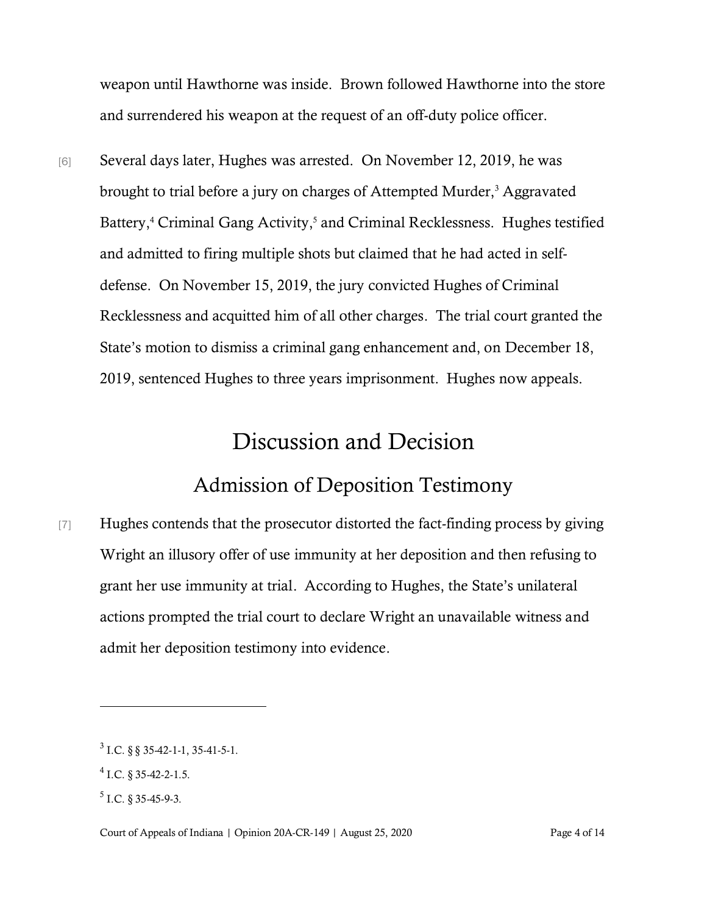weapon until Hawthorne was inside. Brown followed Hawthorne into the store and surrendered his weapon at the request of an off-duty police officer.

[6] Several days later, Hughes was arrested. On November 12, 2019, he was brought to trial before a jury on charges of Attempted Murder,[3] Aggravated Battery,[4] Criminal Gang Activity,[5] and Criminal Recklessness. Hughes testified and admitted to firing multiple shots but claimed that he had acted in self-defense. On November 15, 2019, the jury convicted Hughes of Criminal Recklessness and acquitted him of all other charges. The trial court granted the State's motion to dismiss a criminal gang enhancement and, on December 18, 2019, sentenced Hughes to three years imprisonment. Hughes now appeals.

# Discussion and Decision

## Admission of Deposition Testimony

[7] Hughes contends that the prosecutor distorted the fact-finding process by giving Wright an illusory offer of use immunity at her deposition and then refusing to grant her use immunity at trial. According to Hughes, the State's unilateral actions prompted the trial court to declare Wright an unavailable witness and admit her deposition testimony into evidence.

---

[3] I.C. § § 35-42-1-1, 35-41-5-1.

[4] I.C. § 35-42-2-1.5.

[5] I.C. § 35-45-9-3.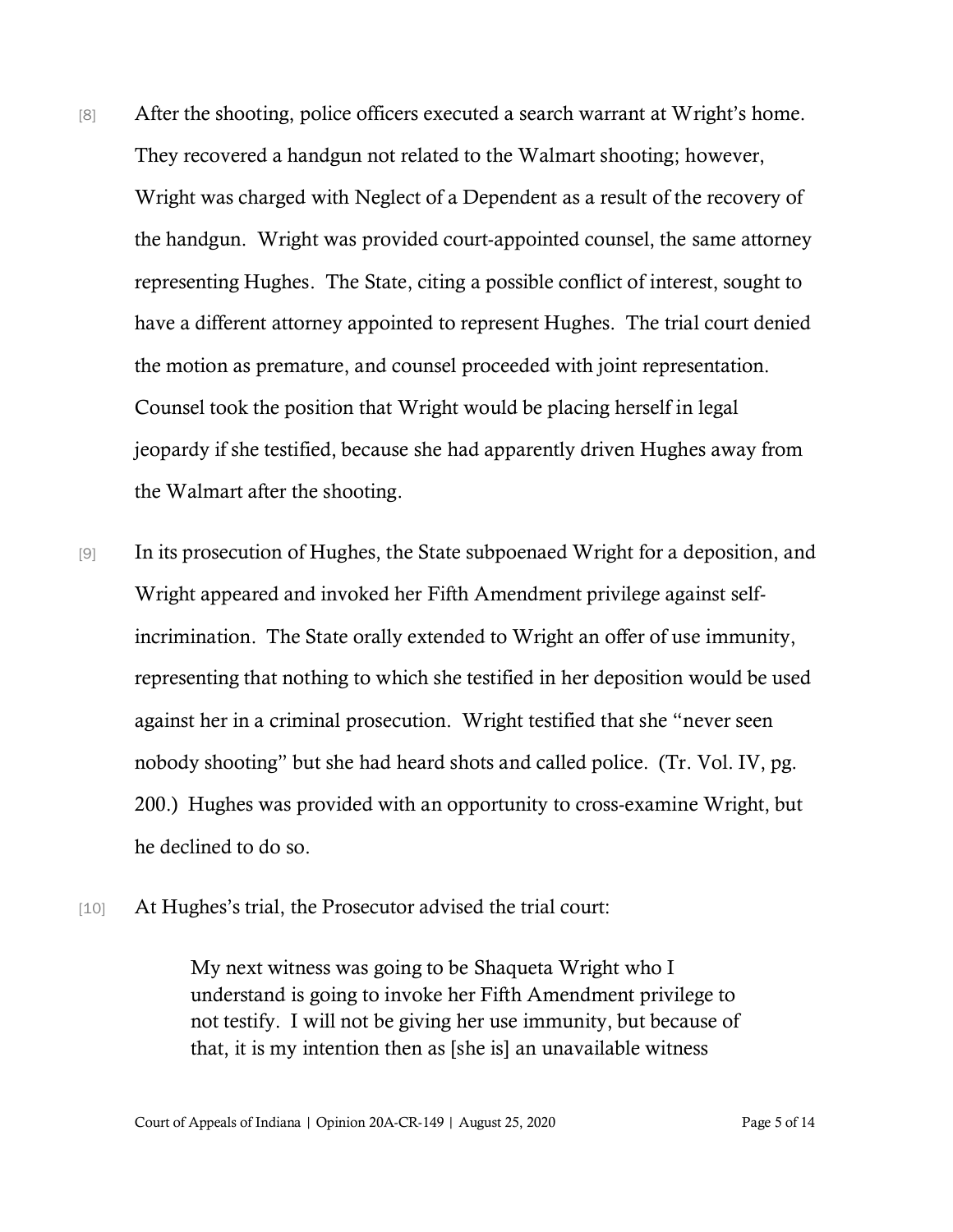[8] After the shooting, police officers executed a search warrant at Wright's home. They recovered a handgun not related to the Walmart shooting; however, Wright was charged with Neglect of a Dependent as a result of the recovery of the handgun. Wright was provided court-appointed counsel, the same attorney representing Hughes. The State, citing a possible conflict of interest, sought to have a different attorney appointed to represent Hughes. The trial court denied the motion as premature, and counsel proceeded with joint representation. Counsel took the position that Wright would be placing herself in legal jeopardy if she testified, because she had apparently driven Hughes away from the Walmart after the shooting.

[9] In its prosecution of Hughes, the State subpoenaed Wright for a deposition, and Wright appeared and invoked her Fifth Amendment privilege against self-incrimination. The State orally extended to Wright an offer of use immunity, representing that nothing to which she testified in her deposition would be used against her in a criminal prosecution. Wright testified that she "never seen nobody shooting" but she had heard shots and called police. (Tr. Vol. IV, pg. 200.) Hughes was provided with an opportunity to cross-examine Wright, but he declined to do so.

[10] At Hughes's trial, the Prosecutor advised the trial court:

> My next witness was going to be Shaqueta Wright who I understand is going to invoke her Fifth Amendment privilege to not testify. I will not be giving her use immunity, but because of that, it is my intention then as [she is] an unavailable witness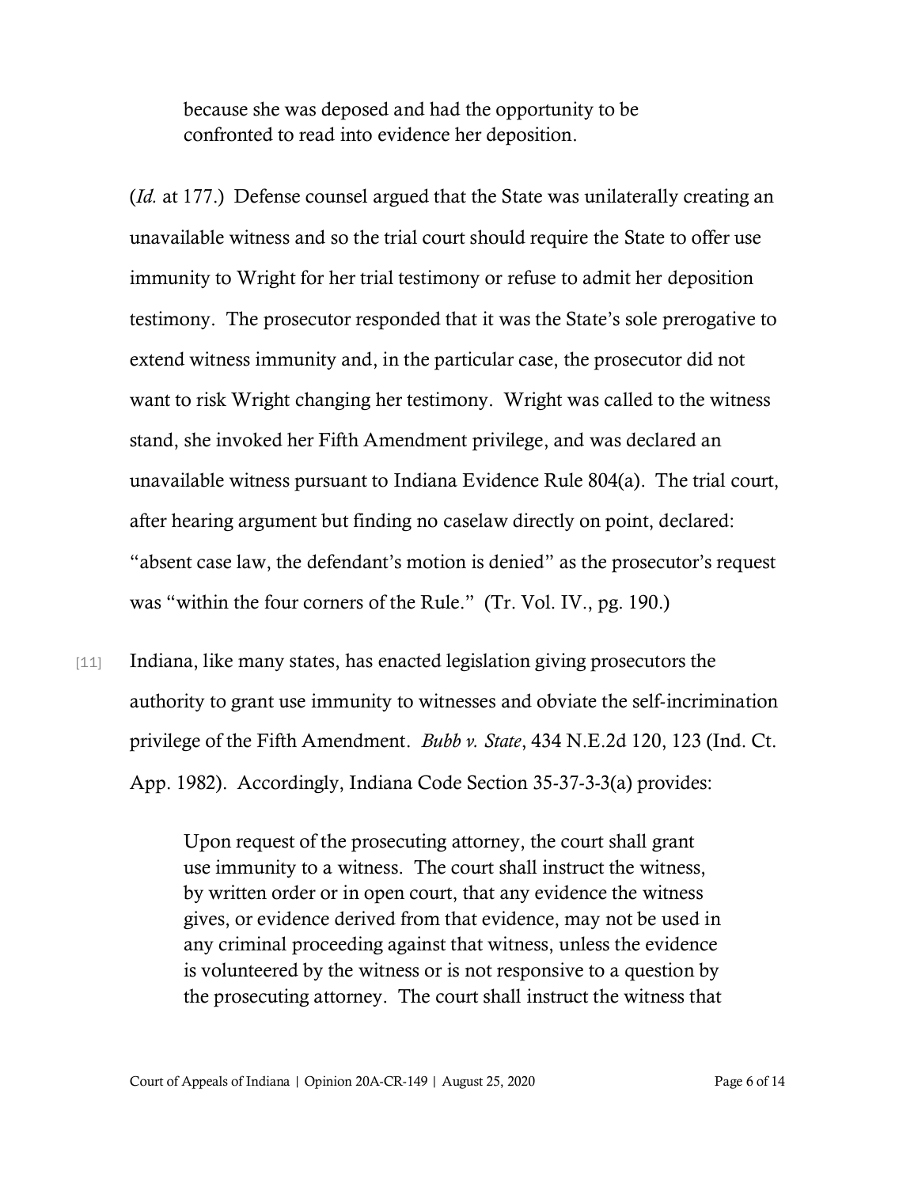> because she was deposed and had the opportunity to be confronted to read into evidence her deposition.

(*Id.* at 177.) Defense counsel argued that the State was unilaterally creating an unavailable witness and so the trial court should require the State to offer use immunity to Wright for her trial testimony or refuse to admit her deposition testimony. The prosecutor responded that it was the State's sole prerogative to extend witness immunity and, in the particular case, the prosecutor did not want to risk Wright changing her testimony. Wright was called to the witness stand, she invoked her Fifth Amendment privilege, and was declared an unavailable witness pursuant to Indiana Evidence Rule 804(a). The trial court, after hearing argument but finding no caselaw directly on point, declared: "absent case law, the defendant's motion is denied" as the prosecutor's request was "within the four corners of the Rule." (Tr. Vol. IV., pg. 190.)

[11] Indiana, like many states, has enacted legislation giving prosecutors the authority to grant use immunity to witnesses and obviate the self-incrimination privilege of the Fifth Amendment. *Bubb v. State*, 434 N.E.2d 120, 123 (Ind. Ct. App. 1982). Accordingly, Indiana Code Section 35-37-3-3(a) provides:

> Upon request of the prosecuting attorney, the court shall grant use immunity to a witness. The court shall instruct the witness, by written order or in open court, that any evidence the witness gives, or evidence derived from that evidence, may not be used in any criminal proceeding against that witness, unless the evidence is volunteered by the witness or is not responsive to a question by the prosecuting attorney. The court shall instruct the witness that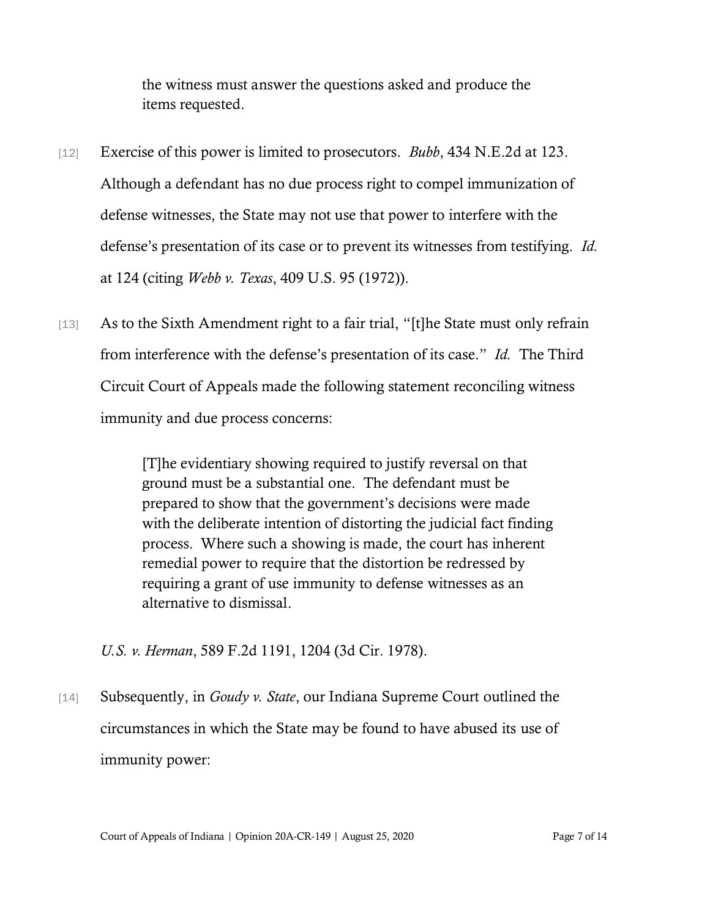> the witness must answer the questions asked and produce the items requested.

[12] Exercise of this power is limited to prosecutors. *Bubb*, 434 N.E.2d at 123. Although a defendant has no due process right to compel immunization of defense witnesses, the State may not use that power to interfere with the defense's presentation of its case or to prevent its witnesses from testifying. *Id.* at 124 (citing *Webb v. Texas*, 409 U.S. 95 (1972)).

[13] As to the Sixth Amendment right to a fair trial, "[t]he State must only refrain from interference with the defense's presentation of its case." *Id.* The Third Circuit Court of Appeals made the following statement reconciling witness immunity and due process concerns:

> [T]he evidentiary showing required to justify reversal on that ground must be a substantial one. The defendant must be prepared to show that the government's decisions were made with the deliberate intention of distorting the judicial fact finding process. Where such a showing is made, the court has inherent remedial power to require that the distortion be redressed by requiring a grant of use immunity to defense witnesses as an alternative to dismissal.

*U.S. v. Herman*, 589 F.2d 1191, 1204 (3d Cir. 1978).

[14] Subsequently, in *Goudy v. State*, our Indiana Supreme Court outlined the circumstances in which the State may be found to have abused its use of immunity power: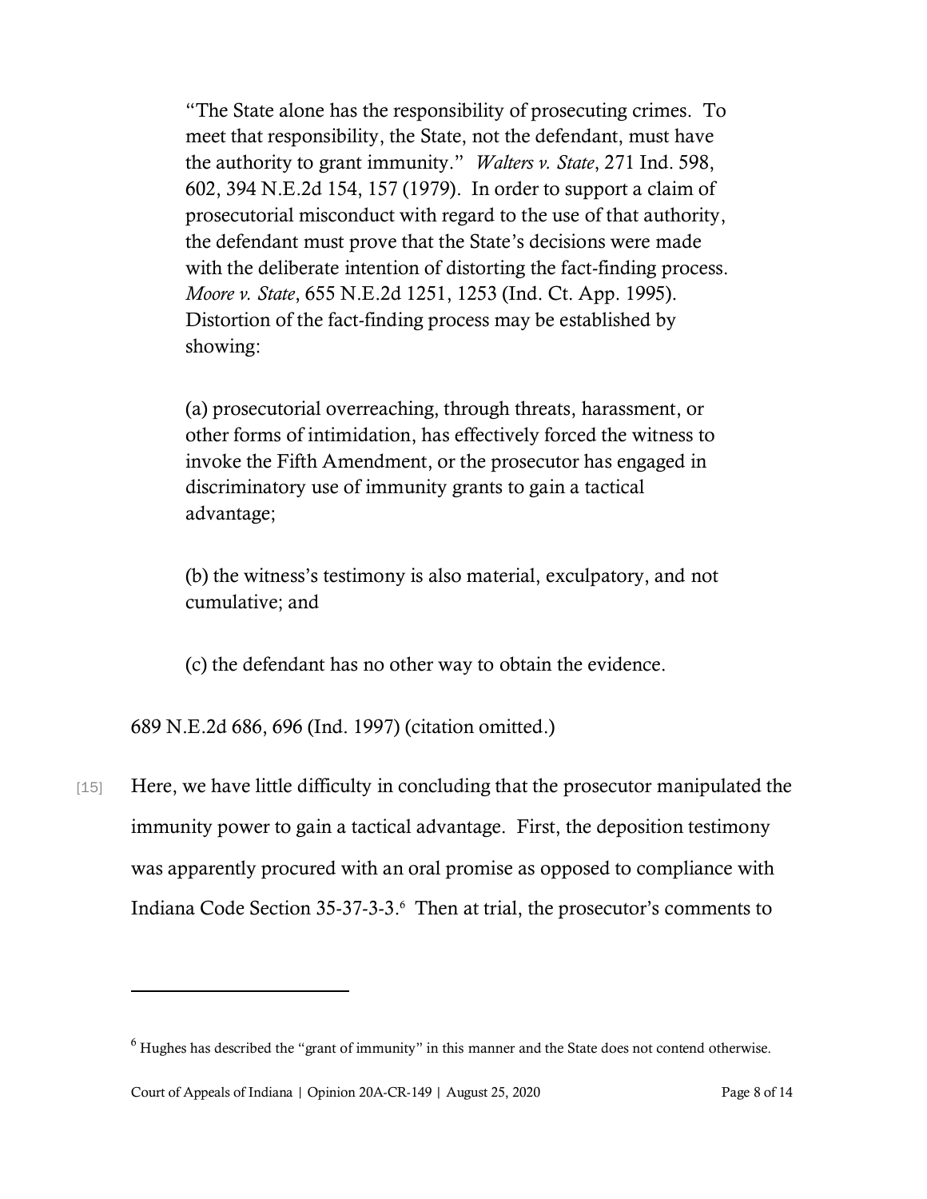> "The State alone has the responsibility of prosecuting crimes. To meet that responsibility, the State, not the defendant, must have the authority to grant immunity." *Walters v. State*, 271 Ind. 598, 602, 394 N.E.2d 154, 157 (1979). In order to support a claim of prosecutorial misconduct with regard to the use of that authority, the defendant must prove that the State's decisions were made with the deliberate intention of distorting the fact-finding process. *Moore v. State*, 655 N.E.2d 1251, 1253 (Ind. Ct. App. 1995). Distortion of the fact-finding process may be established by showing:
>
> (a) prosecutorial overreaching, through threats, harassment, or other forms of intimidation, has effectively forced the witness to invoke the Fifth Amendment, or the prosecutor has engaged in discriminatory use of immunity grants to gain a tactical advantage;
>
> (b) the witness's testimony is also material, exculpatory, and not cumulative; and
>
> (c) the defendant has no other way to obtain the evidence.

689 N.E.2d 686, 696 (Ind. 1997) (citation omitted.)

[15] Here, we have little difficulty in concluding that the prosecutor manipulated the immunity power to gain a tactical advantage. First, the deposition testimony was apparently procured with an oral promise as opposed to compliance with Indiana Code Section 35-37-3-3.[6] Then at trial, the prosecutor's comments to

---

[6] Hughes has described the "grant of immunity" in this manner and the State does not contend otherwise.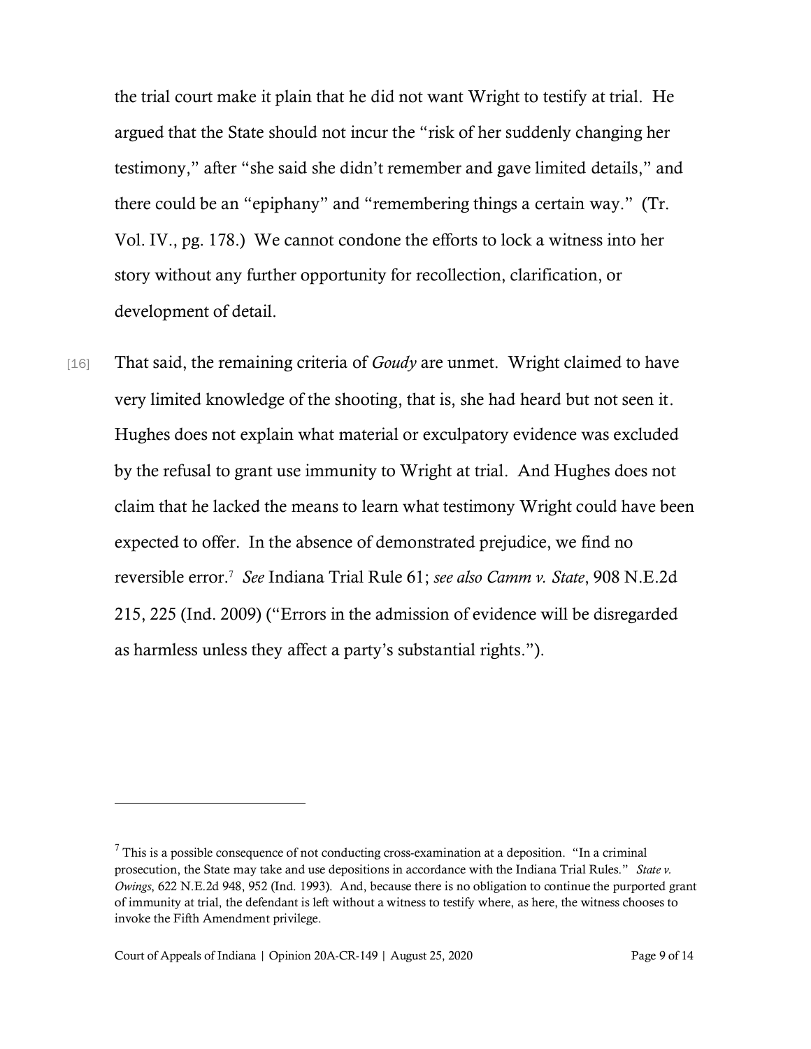the trial court make it plain that he did not want Wright to testify at trial. He argued that the State should not incur the "risk of her suddenly changing her testimony," after "she said she didn't remember and gave limited details," and there could be an "epiphany" and "remembering things a certain way." (Tr. Vol. IV., pg. 178.) We cannot condone the efforts to lock a witness into her story without any further opportunity for recollection, clarification, or development of detail.

[16] That said, the remaining criteria of *Goudy* are unmet. Wright claimed to have very limited knowledge of the shooting, that is, she had heard but not seen it. Hughes does not explain what material or exculpatory evidence was excluded by the refusal to grant use immunity to Wright at trial. And Hughes does not claim that he lacked the means to learn what testimony Wright could have been expected to offer. In the absence of demonstrated prejudice, we find no reversible error.[7] *See* Indiana Trial Rule 61; *see also Camm v. State*, 908 N.E.2d 215, 225 (Ind. 2009) ("Errors in the admission of evidence will be disregarded as harmless unless they affect a party's substantial rights.").

---

[7] This is a possible consequence of not conducting cross-examination at a deposition. "In a criminal prosecution, the State may take and use depositions in accordance with the Indiana Trial Rules." *State v. Owings*, 622 N.E.2d 948, 952 (Ind. 1993). And, because there is no obligation to continue the purported grant of immunity at trial, the defendant is left without a witness to testify where, as here, the witness chooses to invoke the Fifth Amendment privilege.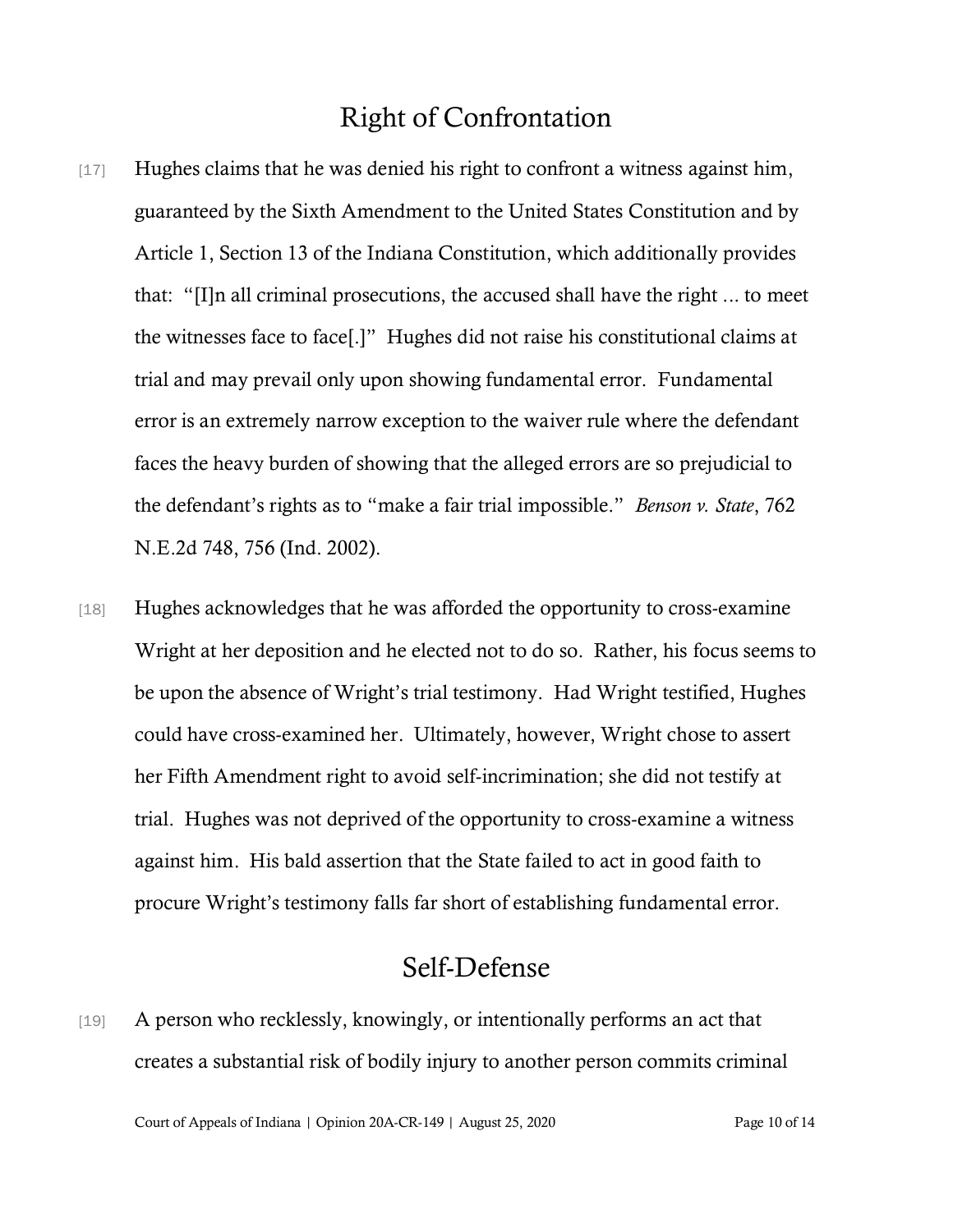## Right of Confrontation

[17] Hughes claims that he was denied his right to confront a witness against him, guaranteed by the Sixth Amendment to the United States Constitution and by Article 1, Section 13 of the Indiana Constitution, which additionally provides that: "[I]n all criminal prosecutions, the accused shall have the right ... to meet the witnesses face to face[.]" Hughes did not raise his constitutional claims at trial and may prevail only upon showing fundamental error. Fundamental error is an extremely narrow exception to the waiver rule where the defendant faces the heavy burden of showing that the alleged errors are so prejudicial to the defendant's rights as to "make a fair trial impossible." *Benson v. State*, 762 N.E.2d 748, 756 (Ind. 2002).

[18] Hughes acknowledges that he was afforded the opportunity to cross-examine Wright at her deposition and he elected not to do so. Rather, his focus seems to be upon the absence of Wright's trial testimony. Had Wright testified, Hughes could have cross-examined her. Ultimately, however, Wright chose to assert her Fifth Amendment right to avoid self-incrimination; she did not testify at trial. Hughes was not deprived of the opportunity to cross-examine a witness against him. His bald assertion that the State failed to act in good faith to procure Wright's testimony falls far short of establishing fundamental error.

## Self-Defense

[19] A person who recklessly, knowingly, or intentionally performs an act that creates a substantial risk of bodily injury to another person commits criminal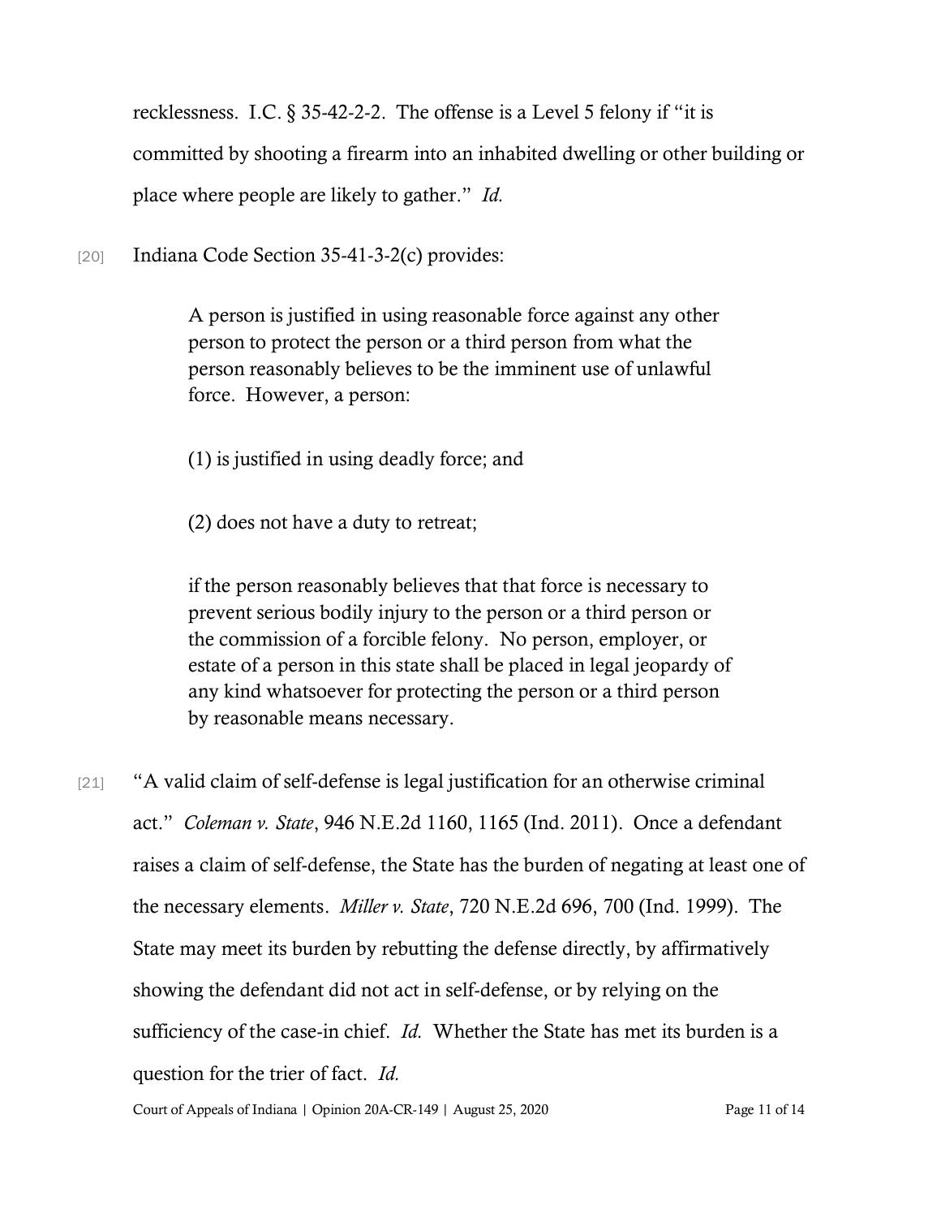recklessness. I.C. § 35-42-2-2. The offense is a Level 5 felony if "it is committed by shooting a firearm into an inhabited dwelling or other building or place where people are likely to gather." *Id.*

[20] Indiana Code Section 35-41-3-2(c) provides:

> A person is justified in using reasonable force against any other person to protect the person or a third person from what the person reasonably believes to be the imminent use of unlawful force. However, a person:
>
> (1) is justified in using deadly force; and
>
> (2) does not have a duty to retreat;
>
> if the person reasonably believes that that force is necessary to prevent serious bodily injury to the person or a third person or the commission of a forcible felony. No person, employer, or estate of a person in this state shall be placed in legal jeopardy of any kind whatsoever for protecting the person or a third person by reasonable means necessary.

[21] "A valid claim of self-defense is legal justification for an otherwise criminal act." *Coleman v. State*, 946 N.E.2d 1160, 1165 (Ind. 2011). Once a defendant raises a claim of self-defense, the State has the burden of negating at least one of the necessary elements. *Miller v. State*, 720 N.E.2d 696, 700 (Ind. 1999). The State may meet its burden by rebutting the defense directly, by affirmatively showing the defendant did not act in self-defense, or by relying on the sufficiency of the case-in chief. *Id.* Whether the State has met its burden is a question for the trier of fact. *Id.*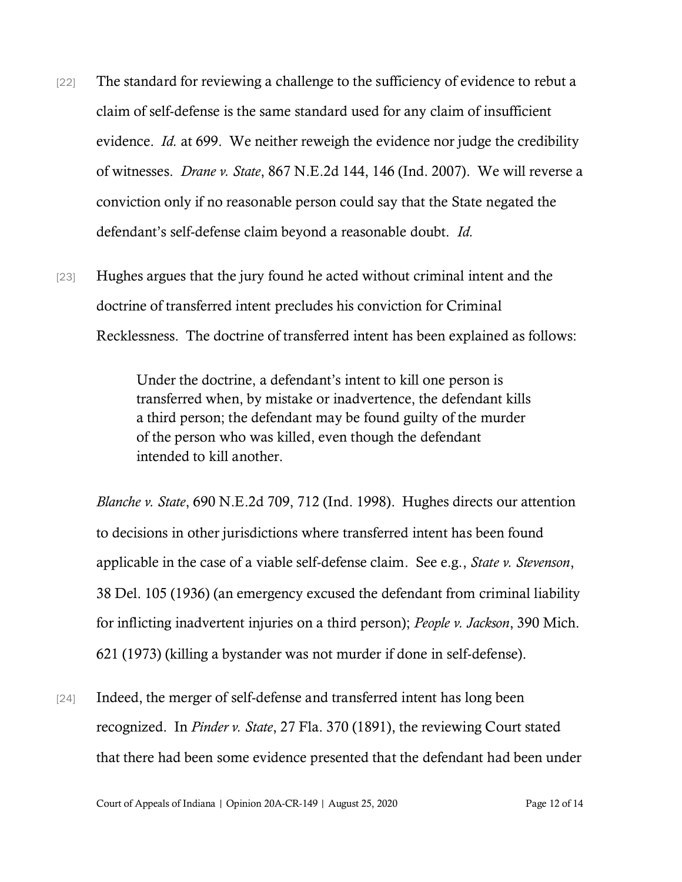[22] The standard for reviewing a challenge to the sufficiency of evidence to rebut a claim of self-defense is the same standard used for any claim of insufficient evidence. *Id.* at 699. We neither reweigh the evidence nor judge the credibility of witnesses. *Drane v. State*, 867 N.E.2d 144, 146 (Ind. 2007). We will reverse a conviction only if no reasonable person could say that the State negated the defendant's self-defense claim beyond a reasonable doubt. *Id.*

[23] Hughes argues that the jury found he acted without criminal intent and the doctrine of transferred intent precludes his conviction for Criminal Recklessness. The doctrine of transferred intent has been explained as follows:

> Under the doctrine, a defendant's intent to kill one person is transferred when, by mistake or inadvertence, the defendant kills a third person; the defendant may be found guilty of the murder of the person who was killed, even though the defendant intended to kill another.

*Blanche v. State*, 690 N.E.2d 709, 712 (Ind. 1998). Hughes directs our attention to decisions in other jurisdictions where transferred intent has been found applicable in the case of a viable self-defense claim. See e.g., *State v. Stevenson*, 38 Del. 105 (1936) (an emergency excused the defendant from criminal liability for inflicting inadvertent injuries on a third person); *People v. Jackson*, 390 Mich. 621 (1973) (killing a bystander was not murder if done in self-defense).

[24] Indeed, the merger of self-defense and transferred intent has long been recognized. In *Pinder v. State*, 27 Fla. 370 (1891), the reviewing Court stated that there had been some evidence presented that the defendant had been under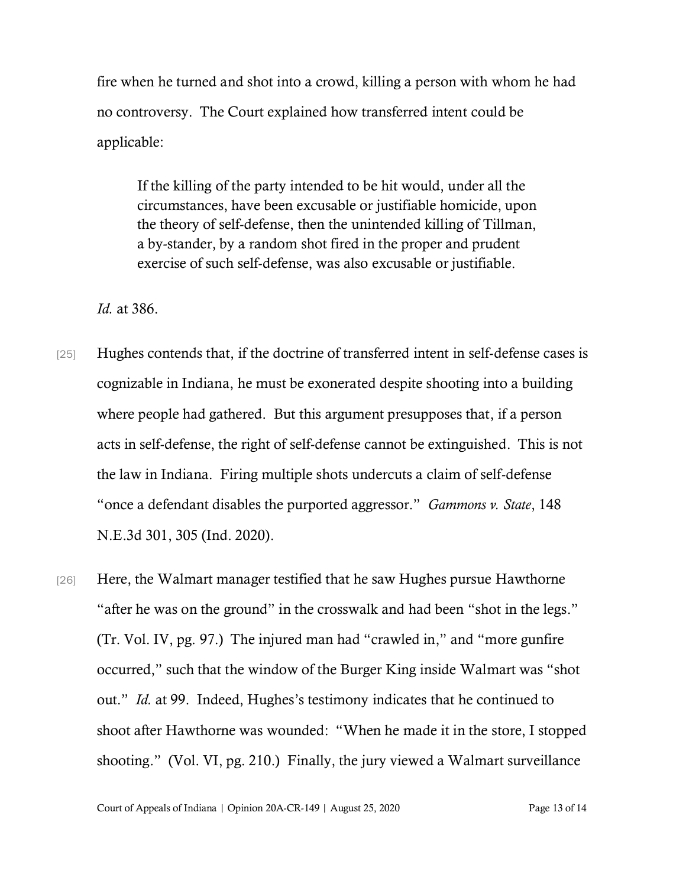fire when he turned and shot into a crowd, killing a person with whom he had no controversy. The Court explained how transferred intent could be applicable:

> If the killing of the party intended to be hit would, under all the circumstances, have been excusable or justifiable homicide, upon the theory of self-defense, then the unintended killing of Tillman, a by-stander, by a random shot fired in the proper and prudent exercise of such self-defense, was also excusable or justifiable.

*Id.* at 386.

[25] Hughes contends that, if the doctrine of transferred intent in self-defense cases is cognizable in Indiana, he must be exonerated despite shooting into a building where people had gathered. But this argument presupposes that, if a person acts in self-defense, the right of self-defense cannot be extinguished. This is not the law in Indiana. Firing multiple shots undercuts a claim of self-defense "once a defendant disables the purported aggressor." *Gammons v. State*, 148 N.E.3d 301, 305 (Ind. 2020).

[26] Here, the Walmart manager testified that he saw Hughes pursue Hawthorne "after he was on the ground" in the crosswalk and had been "shot in the legs." (Tr. Vol. IV, pg. 97.) The injured man had "crawled in," and "more gunfire occurred," such that the window of the Burger King inside Walmart was "shot out." *Id.* at 99. Indeed, Hughes's testimony indicates that he continued to shoot after Hawthorne was wounded: "When he made it in the store, I stopped shooting." (Vol. VI, pg. 210.) Finally, the jury viewed a Walmart surveillance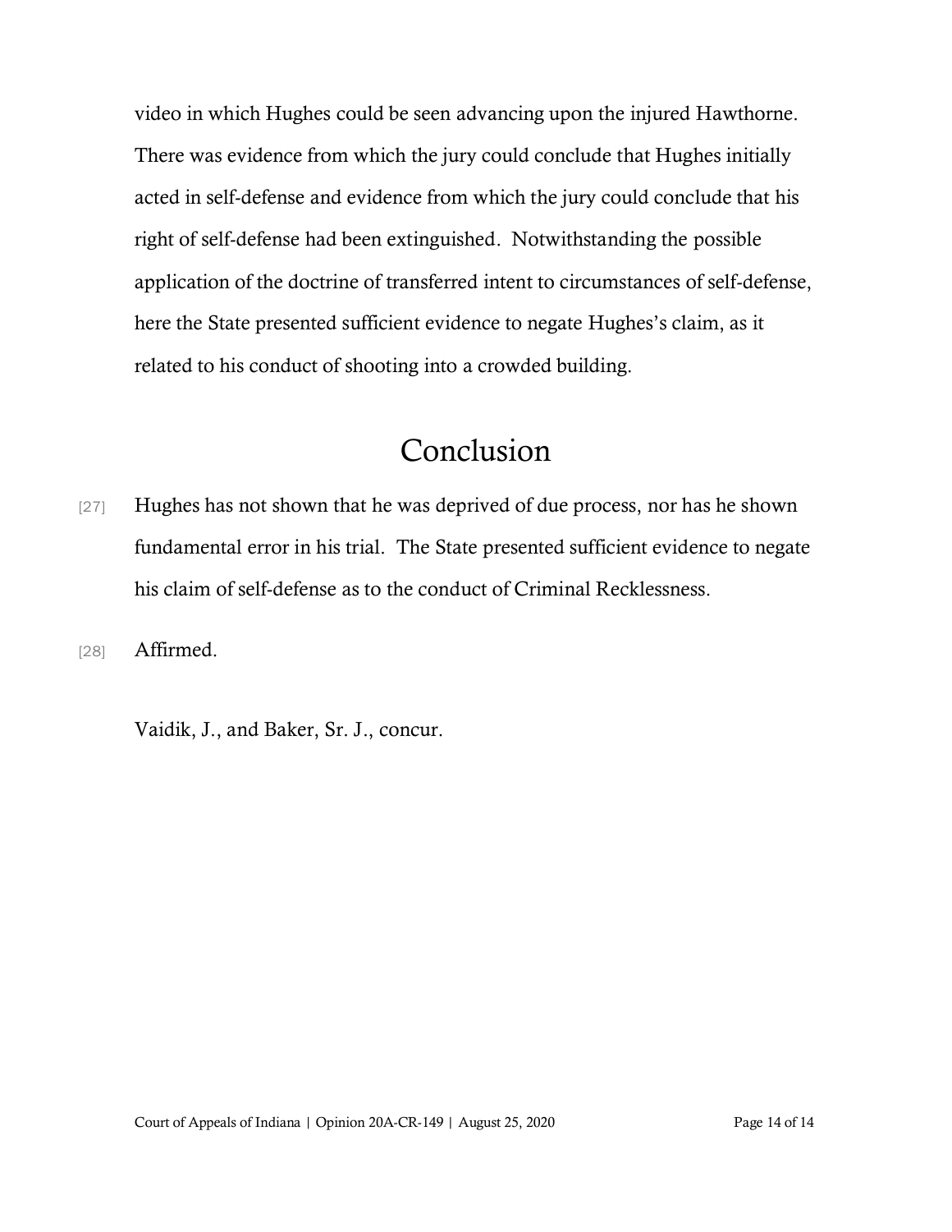video in which Hughes could be seen advancing upon the injured Hawthorne. There was evidence from which the jury could conclude that Hughes initially acted in self-defense and evidence from which the jury could conclude that his right of self-defense had been extinguished. Notwithstanding the possible application of the doctrine of transferred intent to circumstances of self-defense, here the State presented sufficient evidence to negate Hughes's claim, as it related to his conduct of shooting into a crowded building.

# Conclusion

[27] Hughes has not shown that he was deprived of due process, nor has he shown fundamental error in his trial. The State presented sufficient evidence to negate his claim of self-defense as to the conduct of Criminal Recklessness.

[28] Affirmed.

Vaidik, J., and Baker, Sr. J., concur.